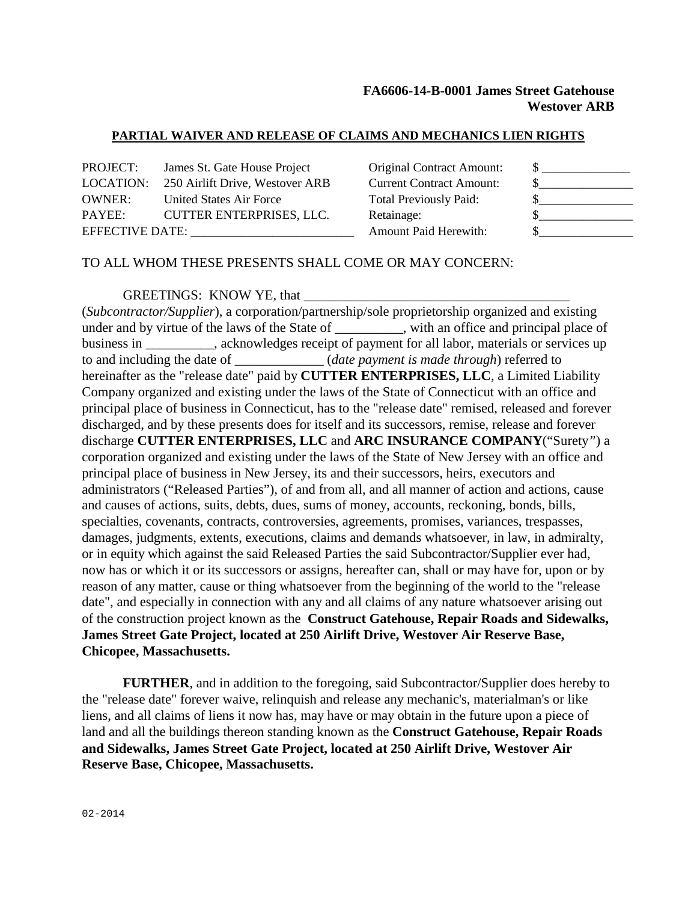**FA6606-14-B-0001 James Street Gatehouse**
**Westover ARB**

## PARTIAL WAIVER AND RELEASE OF CLAIMS AND MECHANICS LIEN RIGHTS

| | | | |
|---|---|---|---|
| PROJECT: | James St. Gate House Project | Original Contract Amount: | $ ______________ |
| LOCATION: | 250 Airlift Drive, Westover ARB | Current Contract Amount: | $_______________ |
| OWNER: | United States Air Force | Total Previously Paid: | $_______________ |
| PAYEE: | CUTTER ENTERPRISES, LLC. | Retainage: | $_______________ |
| EFFECTIVE DATE: __________________________ | | Amount Paid Herewith: | $_______________ |

TO ALL WHOM THESE PRESENTS SHALL COME OR MAY CONCERN:

GREETINGS: KNOW YE, that _______________________________________ (*Subcontractor/Supplier*), a corporation/partnership/sole proprietorship organized and existing under and by virtue of the laws of the State of __________, with an office and principal place of business in __________, acknowledges receipt of payment for all labor, materials or services up to and including the date of _____________ (*date payment is made through*) referred to hereinafter as the "release date" paid by **CUTTER ENTERPRISES, LLC**, a Limited Liability Company organized and existing under the laws of the State of Connecticut with an office and principal place of business in Connecticut, has to the "release date" remised, released and forever discharged, and by these presents does for itself and its successors, remise, release and forever discharge **CUTTER ENTERPRISES, LLC** and **ARC INSURANCE COMPANY**("Surety") a corporation organized and existing under the laws of the State of New Jersey with an office and principal place of business in New Jersey, its and their successors, heirs, executors and administrators ("Released Parties"), of and from all, and all manner of action and actions, cause and causes of actions, suits, debts, dues, sums of money, accounts, reckoning, bonds, bills, specialties, covenants, contracts, controversies, agreements, promises, variances, trespasses, damages, judgments, extents, executions, claims and demands whatsoever, in law, in admiralty, or in equity which against the said Released Parties the said Subcontractor/Supplier ever had, now has or which it or its successors or assigns, hereafter can, shall or may have for, upon or by reason of any matter, cause or thing whatsoever from the beginning of the world to the "release date", and especially in connection with any and all claims of any nature whatsoever arising out of the construction project known as the **Construct Gatehouse, Repair Roads and Sidewalks, James Street Gate Project, located at 250 Airlift Drive, Westover Air Reserve Base, Chicopee, Massachusetts.**

**FURTHER**, and in addition to the foregoing, said Subcontractor/Supplier does hereby to the "release date" forever waive, relinquish and release any mechanic's, materialman's or like liens, and all claims of liens it now has, may have or may obtain in the future upon a piece of land and all the buildings thereon standing known as the **Construct Gatehouse, Repair Roads and Sidewalks, James Street Gate Project, located at 250 Airlift Drive, Westover Air Reserve Base, Chicopee, Massachusetts.**

02-2014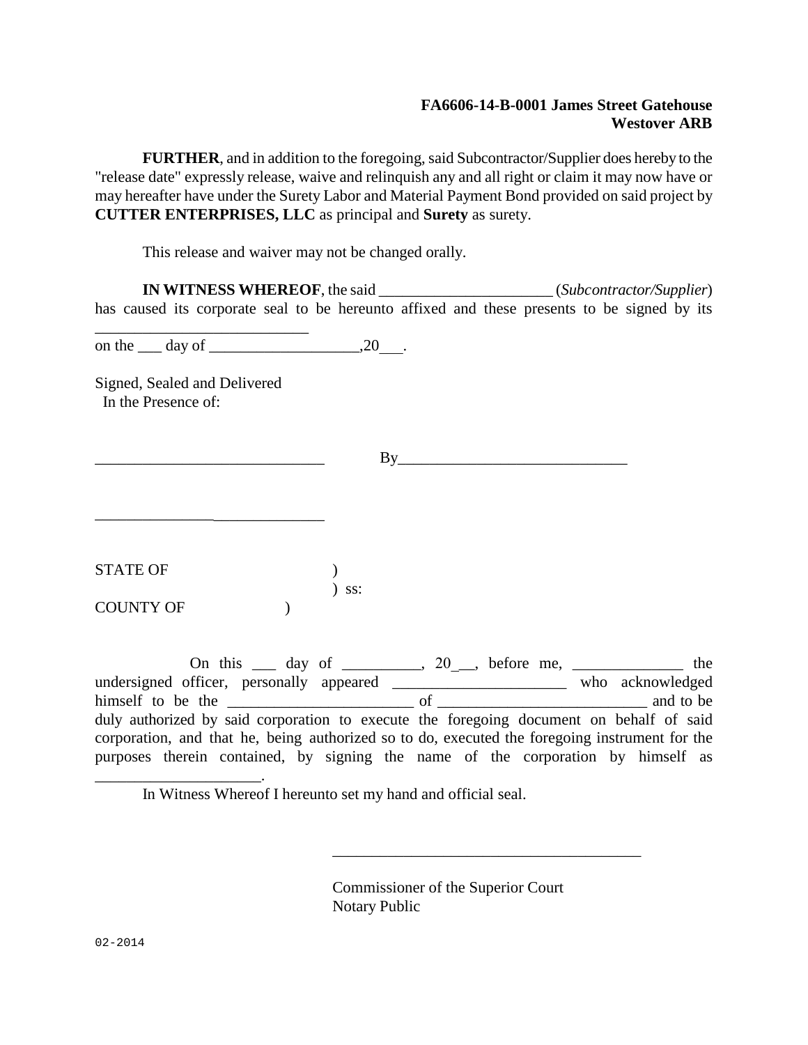**FA6606-14-B-0001 James Street Gatehouse**
**Westover ARB**

**FURTHER**, and in addition to the foregoing, said Subcontractor/Supplier does hereby to the "release date" expressly release, waive and relinquish any and all right or claim it may now have or may hereafter have under the Surety Labor and Material Payment Bond provided on said project by **CUTTER ENTERPRISES, LLC** as principal and **Surety** as surety.

This release and waiver may not be changed orally.

**IN WITNESS WHEREOF**, the said ______________________ (*Subcontractor/Supplier*) has caused its corporate seal to be hereunto affixed and these presents to be signed by its ___________________________ on the ___ day of ___________________,20___.

Signed, Sealed and Delivered
In the Presence of:

_____________________________ By_____________________________

_____________________________

STATE OF )
) ss:
COUNTY OF )

On this ___ day of __________, 20___, before me, ______________ the undersigned officer, personally appeared ______________________ who acknowledged himself to be the ________________________ of ___________________________ and to be duly authorized by said corporation to execute the foregoing document on behalf of said corporation, and that he, being authorized so to do, executed the foregoing instrument for the purposes therein contained, by signing the name of the corporation by himself as ____________________.

In Witness Whereof I hereunto set my hand and official seal.

_______________________________________

Commissioner of the Superior Court
Notary Public

02-2014